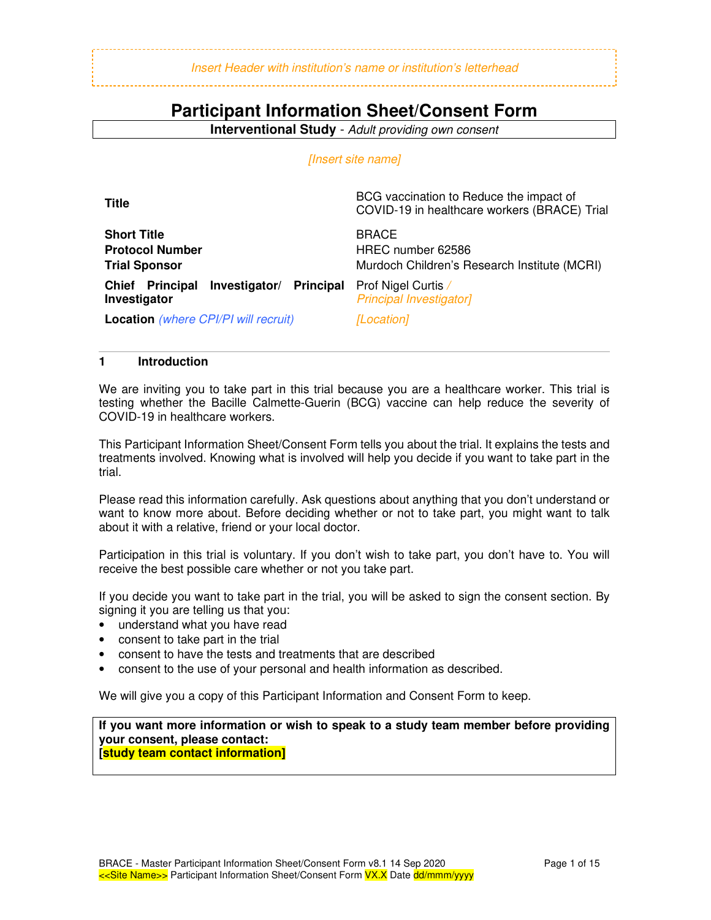*Insert Header with institution's name or institution's letterhead*

# Participant Information Sheet/Consent Form

**Interventional Study** - *Adult providing own consent*

*[Insert site name]*

| | |
|---|---|
| **Title** | BCG vaccination to Reduce the impact of COVID-19 in healthcare workers (BRACE) Trial |
| **Short Title** | BRACE |
| **Protocol Number** | HREC number 62586 |
| **Trial Sponsor** | Murdoch Children's Research Institute (MCRI) |
| **Chief Principal Investigator/ Principal Investigator** | Prof Nigel Curtis / *Principal Investigator]* |
| **Location** *(where CPI/PI will recruit)* | *[Location]* |

## 1 Introduction

We are inviting you to take part in this trial because you are a healthcare worker. This trial is testing whether the Bacille Calmette-Guerin (BCG) vaccine can help reduce the severity of COVID-19 in healthcare workers.

This Participant Information Sheet/Consent Form tells you about the trial. It explains the tests and treatments involved. Knowing what is involved will help you decide if you want to take part in the trial.

Please read this information carefully. Ask questions about anything that you don't understand or want to know more about. Before deciding whether or not to take part, you might want to talk about it with a relative, friend or your local doctor.

Participation in this trial is voluntary. If you don't wish to take part, you don't have to. You will receive the best possible care whether or not you take part.

If you decide you want to take part in the trial, you will be asked to sign the consent section. By signing it you are telling us that you:

- understand what you have read
- consent to take part in the trial
- consent to have the tests and treatments that are described
- consent to the use of your personal and health information as described.

We will give you a copy of this Participant Information and Consent Form to keep.

**If you want more information or wish to speak to a study team member before providing your consent, please contact:**
**[study team contact information]**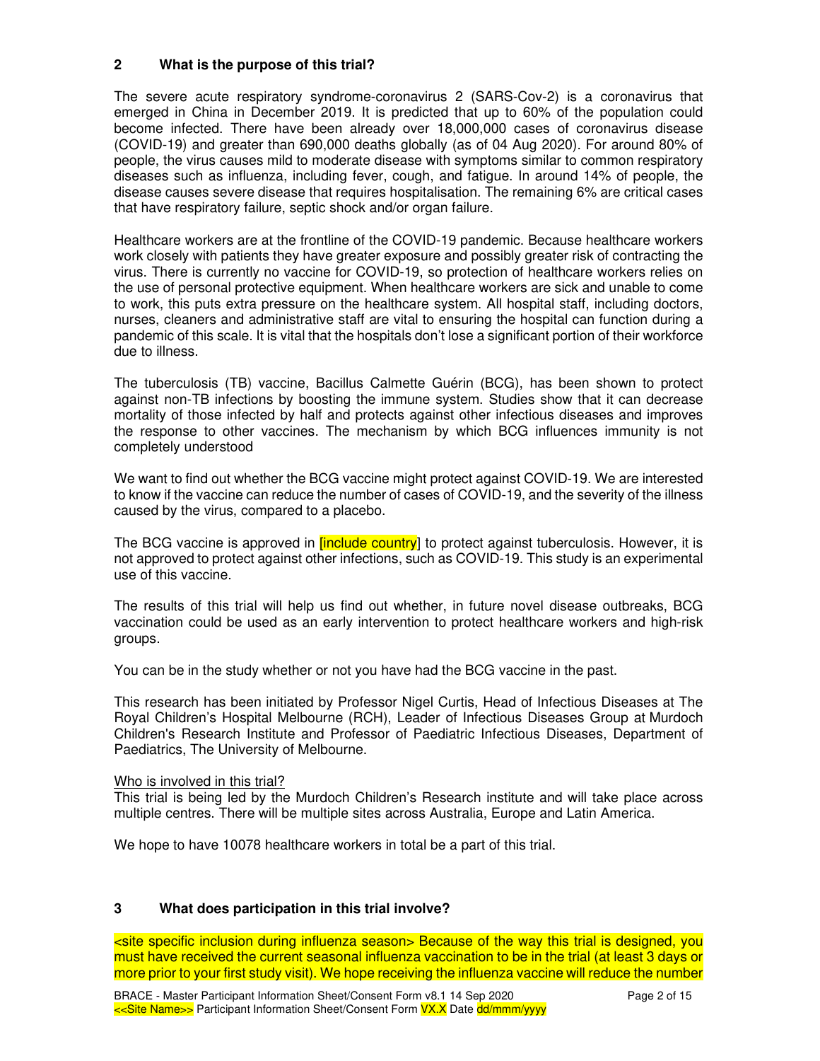## 2 What is the purpose of this trial?

The severe acute respiratory syndrome-coronavirus 2 (SARS-Cov-2) is a coronavirus that emerged in China in December 2019. It is predicted that up to 60% of the population could become infected. There have been already over 18,000,000 cases of coronavirus disease (COVID-19) and greater than 690,000 deaths globally (as of 04 Aug 2020). For around 80% of people, the virus causes mild to moderate disease with symptoms similar to common respiratory diseases such as influenza, including fever, cough, and fatigue. In around 14% of people, the disease causes severe disease that requires hospitalisation. The remaining 6% are critical cases that have respiratory failure, septic shock and/or organ failure.

Healthcare workers are at the frontline of the COVID-19 pandemic. Because healthcare workers work closely with patients they have greater exposure and possibly greater risk of contracting the virus. There is currently no vaccine for COVID-19, so protection of healthcare workers relies on the use of personal protective equipment. When healthcare workers are sick and unable to come to work, this puts extra pressure on the healthcare system. All hospital staff, including doctors, nurses, cleaners and administrative staff are vital to ensuring the hospital can function during a pandemic of this scale. It is vital that the hospitals don't lose a significant portion of their workforce due to illness.

The tuberculosis (TB) vaccine, Bacillus Calmette Guérin (BCG), has been shown to protect against non-TB infections by boosting the immune system. Studies show that it can decrease mortality of those infected by half and protects against other infectious diseases and improves the response to other vaccines. The mechanism by which BCG influences immunity is not completely understood

We want to find out whether the BCG vaccine might protect against COVID-19. We are interested to know if the vaccine can reduce the number of cases of COVID-19, and the severity of the illness caused by the virus, compared to a placebo.

The BCG vaccine is approved in [include country] to protect against tuberculosis. However, it is not approved to protect against other infections, such as COVID-19. This study is an experimental use of this vaccine.

The results of this trial will help us find out whether, in future novel disease outbreaks, BCG vaccination could be used as an early intervention to protect healthcare workers and high-risk groups.

You can be in the study whether or not you have had the BCG vaccine in the past.

This research has been initiated by Professor Nigel Curtis, Head of Infectious Diseases at The Royal Children's Hospital Melbourne (RCH), Leader of Infectious Diseases Group at Murdoch Children's Research Institute and Professor of Paediatric Infectious Diseases, Department of Paediatrics, The University of Melbourne.

Who is involved in this trial?

This trial is being led by the Murdoch Children's Research institute and will take place across multiple centres. There will be multiple sites across Australia, Europe and Latin America.

We hope to have 10078 healthcare workers in total be a part of this trial.

## 3 What does participation in this trial involve?

<site specific inclusion during influenza season> Because of the way this trial is designed, you must have received the current seasonal influenza vaccination to be in the trial (at least 3 days or more prior to your first study visit). We hope receiving the influenza vaccine will reduce the number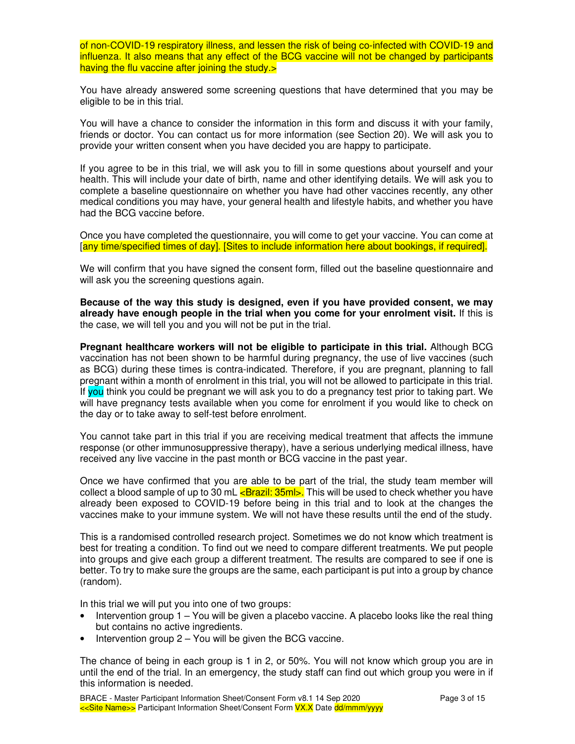of non-COVID-19 respiratory illness, and lessen the risk of being co-infected with COVID-19 and influenza. It also means that any effect of the BCG vaccine will not be changed by participants having the flu vaccine after joining the study.>

You have already answered some screening questions that have determined that you may be eligible to be in this trial.

You will have a chance to consider the information in this form and discuss it with your family, friends or doctor. You can contact us for more information (see Section 20). We will ask you to provide your written consent when you have decided you are happy to participate.

If you agree to be in this trial, we will ask you to fill in some questions about yourself and your health. This will include your date of birth, name and other identifying details. We will ask you to complete a baseline questionnaire on whether you have had other vaccines recently, any other medical conditions you may have, your general health and lifestyle habits, and whether you have had the BCG vaccine before.

Once you have completed the questionnaire, you will come to get your vaccine. You can come at [any time/specified times of day]. [Sites to include information here about bookings, if required].

We will confirm that you have signed the consent form, filled out the baseline questionnaire and will ask you the screening questions again.

**Because of the way this study is designed, even if you have provided consent, we may already have enough people in the trial when you come for your enrolment visit.** If this is the case, we will tell you and you will not be put in the trial.

**Pregnant healthcare workers will not be eligible to participate in this trial.** Although BCG vaccination has not been shown to be harmful during pregnancy, the use of live vaccines (such as BCG) during these times is contra-indicated. Therefore, if you are pregnant, planning to fall pregnant within a month of enrolment in this trial, you will not be allowed to participate in this trial. If you think you could be pregnant we will ask you to do a pregnancy test prior to taking part. We will have pregnancy tests available when you come for enrolment if you would like to check on the day or to take away to self-test before enrolment.

You cannot take part in this trial if you are receiving medical treatment that affects the immune response (or other immunosuppressive therapy), have a serious underlying medical illness, have received any live vaccine in the past month or BCG vaccine in the past year.

Once we have confirmed that you are able to be part of the trial, the study team member will collect a blood sample of up to 30 mL <Brazil: 35ml>. This will be used to check whether you have already been exposed to COVID-19 before being in this trial and to look at the changes the vaccines make to your immune system. We will not have these results until the end of the study.

This is a randomised controlled research project. Sometimes we do not know which treatment is best for treating a condition. To find out we need to compare different treatments. We put people into groups and give each group a different treatment. The results are compared to see if one is better. To try to make sure the groups are the same, each participant is put into a group by chance (random).

In this trial we will put you into one of two groups:

- Intervention group 1 – You will be given a placebo vaccine. A placebo looks like the real thing but contains no active ingredients.
- Intervention group 2 – You will be given the BCG vaccine.

The chance of being in each group is 1 in 2, or 50%. You will not know which group you are in until the end of the trial. In an emergency, the study staff can find out which group you were in if this information is needed.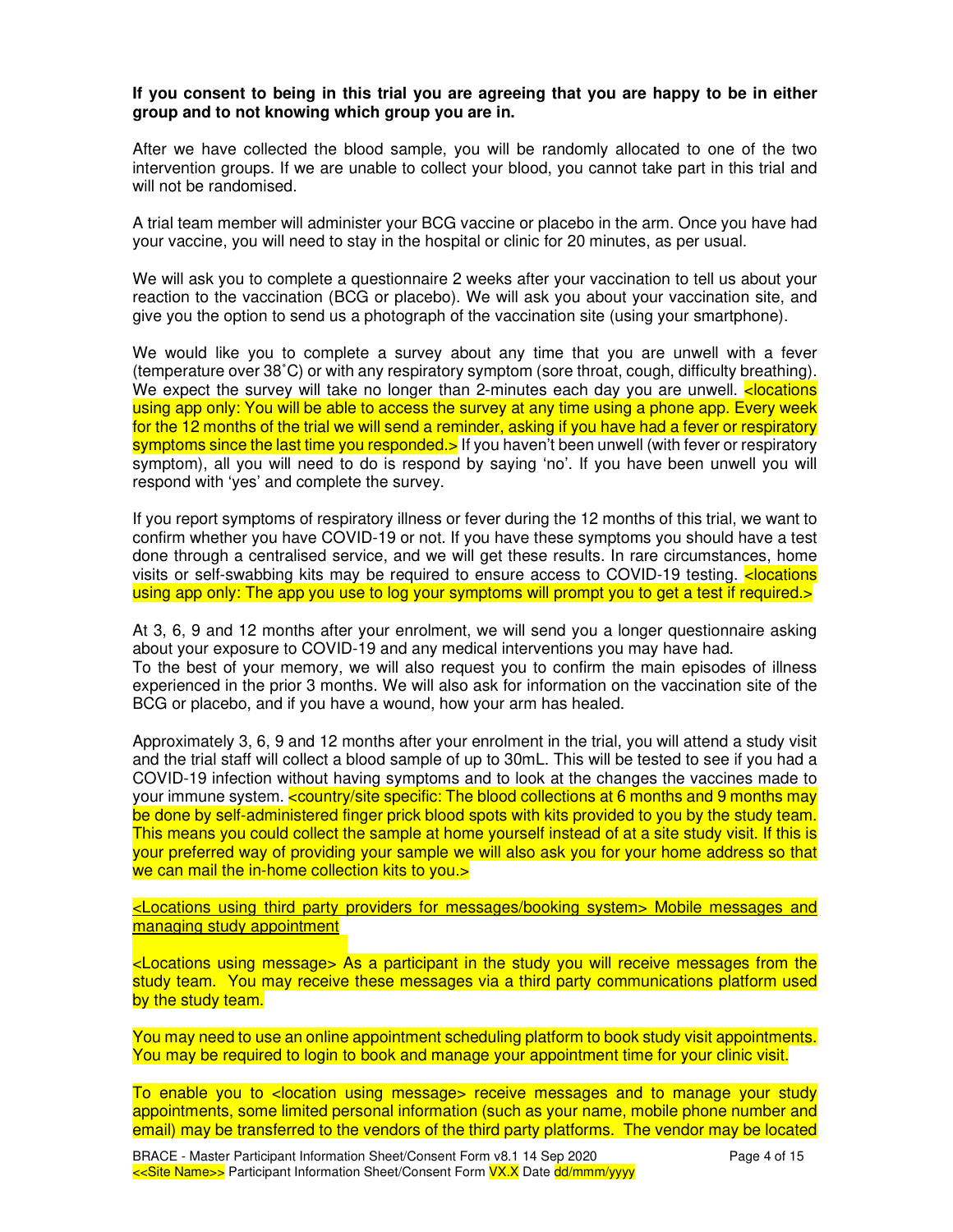**If you consent to being in this trial you are agreeing that you are happy to be in either group and to not knowing which group you are in.**

After we have collected the blood sample, you will be randomly allocated to one of the two intervention groups. If we are unable to collect your blood, you cannot take part in this trial and will not be randomised.

A trial team member will administer your BCG vaccine or placebo in the arm. Once you have had your vaccine, you will need to stay in the hospital or clinic for 20 minutes, as per usual.

We will ask you to complete a questionnaire 2 weeks after your vaccination to tell us about your reaction to the vaccination (BCG or placebo). We will ask you about your vaccination site, and give you the option to send us a photograph of the vaccination site (using your smartphone).

We would like you to complete a survey about any time that you are unwell with a fever (temperature over 38˚C) or with any respiratory symptom (sore throat, cough, difficulty breathing). We expect the survey will take no longer than 2-minutes each day you are unwell. <locations using app only: You will be able to access the survey at any time using a phone app. Every week for the 12 months of the trial we will send a reminder, asking if you have had a fever or respiratory symptoms since the last time you responded.> If you haven't been unwell (with fever or respiratory symptom), all you will need to do is respond by saying 'no'. If you have been unwell you will respond with 'yes' and complete the survey.

If you report symptoms of respiratory illness or fever during the 12 months of this trial, we want to confirm whether you have COVID-19 or not. If you have these symptoms you should have a test done through a centralised service, and we will get these results. In rare circumstances, home visits or self-swabbing kits may be required to ensure access to COVID-19 testing. <locations using app only: The app you use to log your symptoms will prompt you to get a test if required.>

At 3, 6, 9 and 12 months after your enrolment, we will send you a longer questionnaire asking about your exposure to COVID-19 and any medical interventions you may have had.
To the best of your memory, we will also request you to confirm the main episodes of illness experienced in the prior 3 months. We will also ask for information on the vaccination site of the BCG or placebo, and if you have a wound, how your arm has healed.

Approximately 3, 6, 9 and 12 months after your enrolment in the trial, you will attend a study visit and the trial staff will collect a blood sample of up to 30mL. This will be tested to see if you had a COVID-19 infection without having symptoms and to look at the changes the vaccines made to your immune system. <country/site specific: The blood collections at 6 months and 9 months may be done by self-administered finger prick blood spots with kits provided to you by the study team. This means you could collect the sample at home yourself instead of at a site study visit. If this is your preferred way of providing your sample we will also ask you for your home address so that we can mail the in-home collection kits to you.>

<u><Locations using third party providers for messages/booking system> Mobile messages and managing study appointment</u>

<Locations using message> As a participant in the study you will receive messages from the study team. You may receive these messages via a third party communications platform used by the study team.

You may need to use an online appointment scheduling platform to book study visit appointments. You may be required to login to book and manage your appointment time for your clinic visit.

To enable you to <location using message> receive messages and to manage your study appointments, some limited personal information (such as your name, mobile phone number and email) may be transferred to the vendors of the third party platforms. The vendor may be located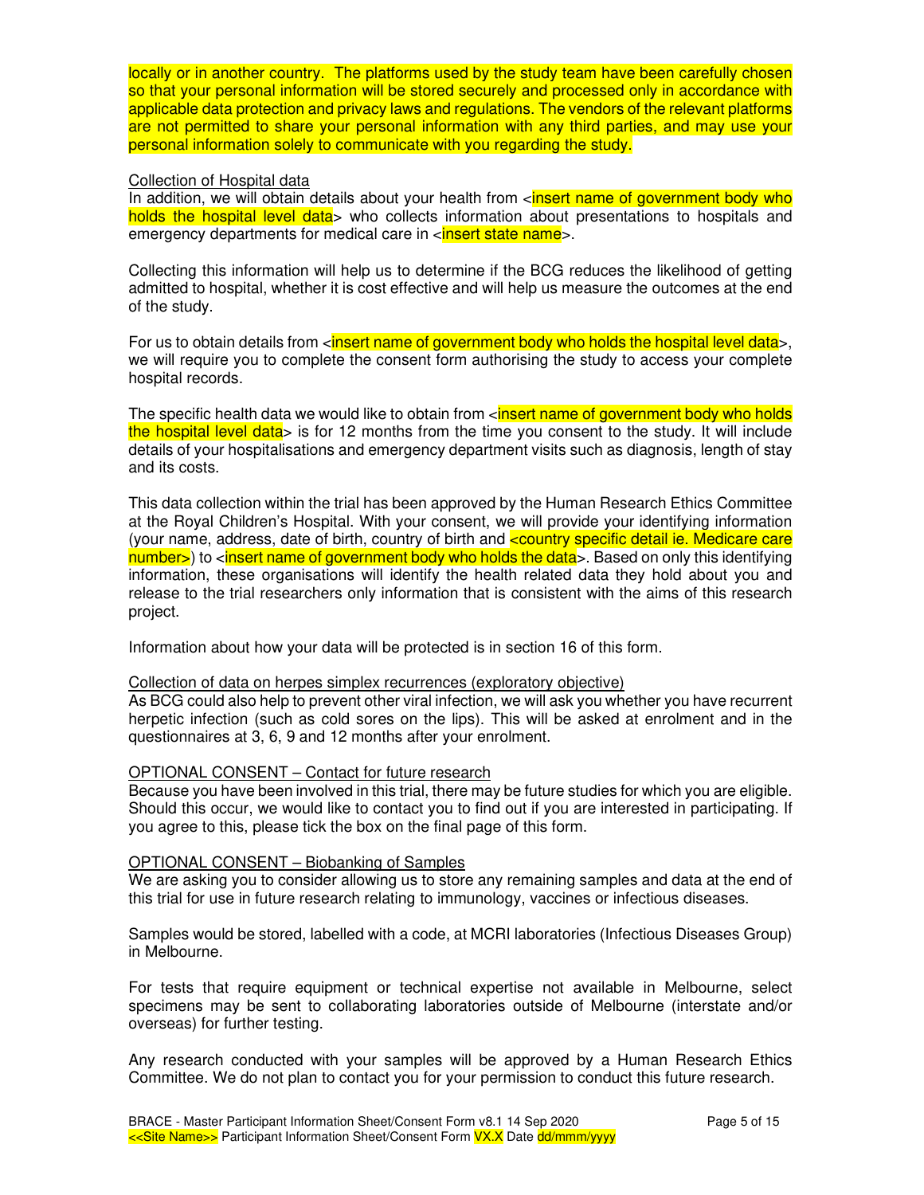locally or in another country. The platforms used by the study team have been carefully chosen so that your personal information will be stored securely and processed only in accordance with applicable data protection and privacy laws and regulations. The vendors of the relevant platforms are not permitted to share your personal information with any third parties, and may use your personal information solely to communicate with you regarding the study.

Collection of Hospital data

In addition, we will obtain details about your health from <insert name of government body who holds the hospital level data> who collects information about presentations to hospitals and emergency departments for medical care in <insert state name>.

Collecting this information will help us to determine if the BCG reduces the likelihood of getting admitted to hospital, whether it is cost effective and will help us measure the outcomes at the end of the study.

For us to obtain details from <insert name of government body who holds the hospital level data>, we will require you to complete the consent form authorising the study to access your complete hospital records.

The specific health data we would like to obtain from <insert name of government body who holds the hospital level data> is for 12 months from the time you consent to the study. It will include details of your hospitalisations and emergency department visits such as diagnosis, length of stay and its costs.

This data collection within the trial has been approved by the Human Research Ethics Committee at the Royal Children's Hospital. With your consent, we will provide your identifying information (your name, address, date of birth, country of birth and <country specific detail ie. Medicare care number>) to <insert name of government body who holds the data>. Based on only this identifying information, these organisations will identify the health related data they hold about you and release to the trial researchers only information that is consistent with the aims of this research project.

Information about how your data will be protected is in section 16 of this form.

Collection of data on herpes simplex recurrences (exploratory objective)

As BCG could also help to prevent other viral infection, we will ask you whether you have recurrent herpetic infection (such as cold sores on the lips). This will be asked at enrolment and in the questionnaires at 3, 6, 9 and 12 months after your enrolment.

OPTIONAL CONSENT – Contact for future research

Because you have been involved in this trial, there may be future studies for which you are eligible. Should this occur, we would like to contact you to find out if you are interested in participating. If you agree to this, please tick the box on the final page of this form.

OPTIONAL CONSENT – Biobanking of Samples

We are asking you to consider allowing us to store any remaining samples and data at the end of this trial for use in future research relating to immunology, vaccines or infectious diseases.

Samples would be stored, labelled with a code, at MCRI laboratories (Infectious Diseases Group) in Melbourne.

For tests that require equipment or technical expertise not available in Melbourne, select specimens may be sent to collaborating laboratories outside of Melbourne (interstate and/or overseas) for further testing.

Any research conducted with your samples will be approved by a Human Research Ethics Committee. We do not plan to contact you for your permission to conduct this future research.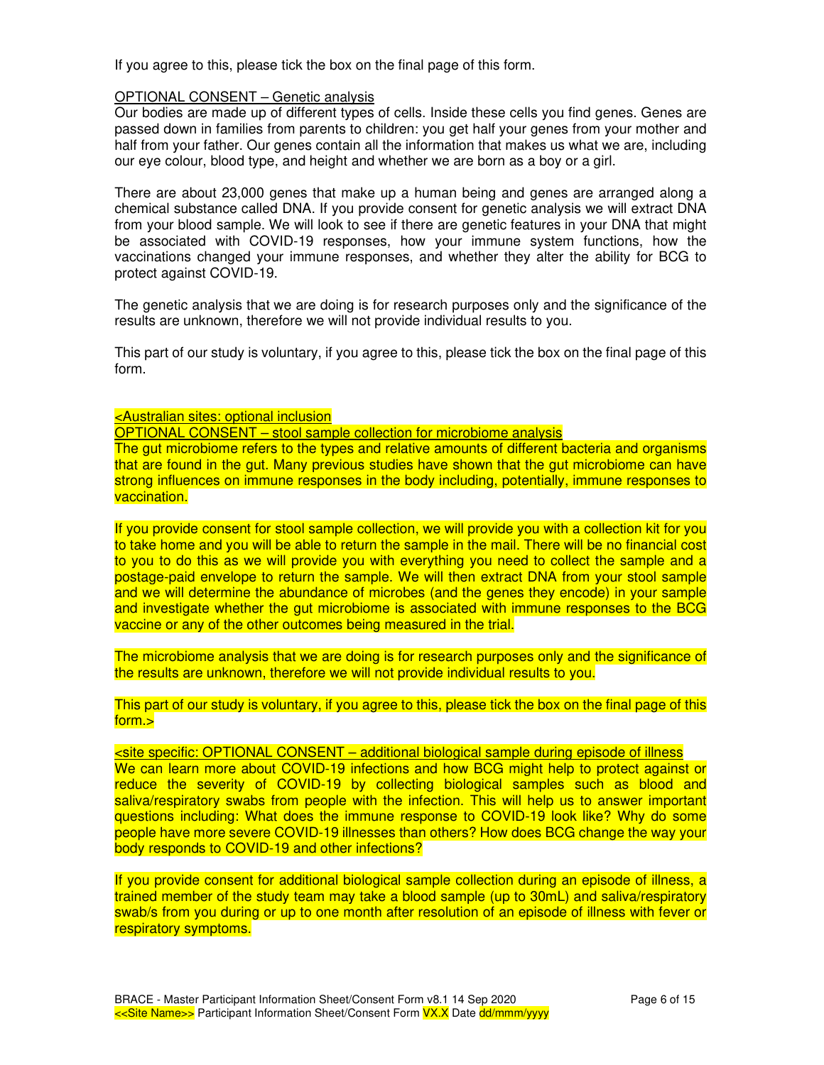If you agree to this, please tick the box on the final page of this form.

OPTIONAL CONSENT – Genetic analysis

Our bodies are made up of different types of cells. Inside these cells you find genes. Genes are passed down in families from parents to children: you get half your genes from your mother and half from your father. Our genes contain all the information that makes us what we are, including our eye colour, blood type, and height and whether we are born as a boy or a girl.

There are about 23,000 genes that make up a human being and genes are arranged along a chemical substance called DNA. If you provide consent for genetic analysis we will extract DNA from your blood sample. We will look to see if there are genetic features in your DNA that might be associated with COVID-19 responses, how your immune system functions, how the vaccinations changed your immune responses, and whether they alter the ability for BCG to protect against COVID-19.

The genetic analysis that we are doing is for research purposes only and the significance of the results are unknown, therefore we will not provide individual results to you.

This part of our study is voluntary, if you agree to this, please tick the box on the final page of this form.

<Australian sites: optional inclusion

OPTIONAL CONSENT – stool sample collection for microbiome analysis

The gut microbiome refers to the types and relative amounts of different bacteria and organisms that are found in the gut. Many previous studies have shown that the gut microbiome can have strong influences on immune responses in the body including, potentially, immune responses to vaccination.

If you provide consent for stool sample collection, we will provide you with a collection kit for you to take home and you will be able to return the sample in the mail. There will be no financial cost to you to do this as we will provide you with everything you need to collect the sample and a postage-paid envelope to return the sample. We will then extract DNA from your stool sample and we will determine the abundance of microbes (and the genes they encode) in your sample and investigate whether the gut microbiome is associated with immune responses to the BCG vaccine or any of the other outcomes being measured in the trial.

The microbiome analysis that we are doing is for research purposes only and the significance of the results are unknown, therefore we will not provide individual results to you.

This part of our study is voluntary, if you agree to this, please tick the box on the final page of this form.>

<site specific: OPTIONAL CONSENT – additional biological sample during episode of illness

We can learn more about COVID-19 infections and how BCG might help to protect against or reduce the severity of COVID-19 by collecting biological samples such as blood and saliva/respiratory swabs from people with the infection. This will help us to answer important questions including: What does the immune response to COVID-19 look like? Why do some people have more severe COVID-19 illnesses than others? How does BCG change the way your body responds to COVID-19 and other infections?

If you provide consent for additional biological sample collection during an episode of illness, a trained member of the study team may take a blood sample (up to 30mL) and saliva/respiratory swab/s from you during or up to one month after resolution of an episode of illness with fever or respiratory symptoms.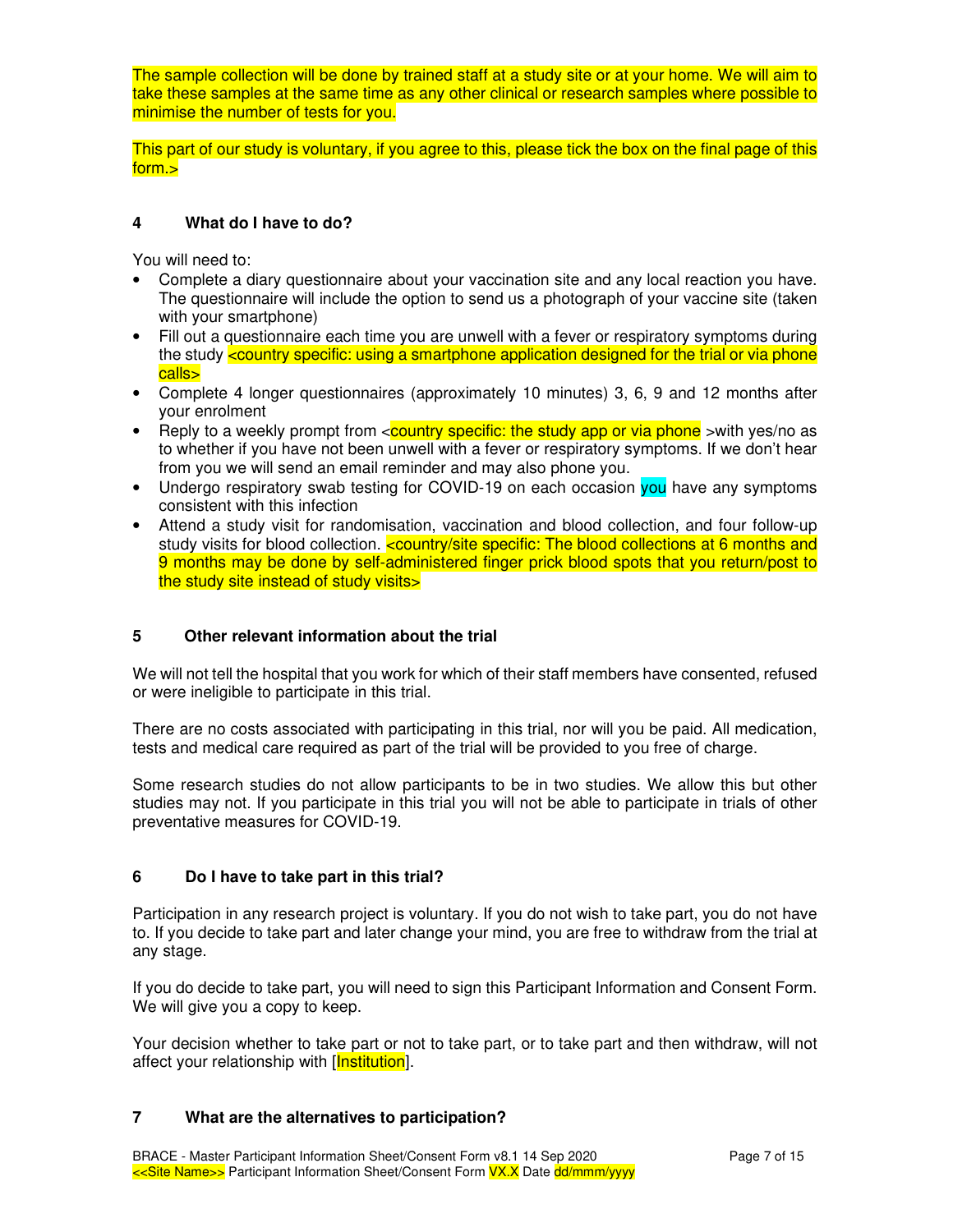The sample collection will be done by trained staff at a study site or at your home. We will aim to take these samples at the same time as any other clinical or research samples where possible to minimise the number of tests for you.

This part of our study is voluntary, if you agree to this, please tick the box on the final page of this form.>

## 4 What do I have to do?

You will need to:

- Complete a diary questionnaire about your vaccination site and any local reaction you have. The questionnaire will include the option to send us a photograph of your vaccine site (taken with your smartphone)
- Fill out a questionnaire each time you are unwell with a fever or respiratory symptoms during the study <country specific: using a smartphone application designed for the trial or via phone calls>
- Complete 4 longer questionnaires (approximately 10 minutes) 3, 6, 9 and 12 months after your enrolment
- Reply to a weekly prompt from <country specific: the study app or via phone >with yes/no as to whether if you have not been unwell with a fever or respiratory symptoms. If we don't hear from you we will send an email reminder and may also phone you.
- Undergo respiratory swab testing for COVID-19 on each occasion you have any symptoms consistent with this infection
- Attend a study visit for randomisation, vaccination and blood collection, and four follow-up study visits for blood collection. <country/site specific: The blood collections at 6 months and 9 months may be done by self-administered finger prick blood spots that you return/post to the study site instead of study visits>

## 5 Other relevant information about the trial

We will not tell the hospital that you work for which of their staff members have consented, refused or were ineligible to participate in this trial.

There are no costs associated with participating in this trial, nor will you be paid. All medication, tests and medical care required as part of the trial will be provided to you free of charge.

Some research studies do not allow participants to be in two studies. We allow this but other studies may not. If you participate in this trial you will not be able to participate in trials of other preventative measures for COVID-19.

## 6 Do I have to take part in this trial?

Participation in any research project is voluntary. If you do not wish to take part, you do not have to. If you decide to take part and later change your mind, you are free to withdraw from the trial at any stage.

If you do decide to take part, you will need to sign this Participant Information and Consent Form. We will give you a copy to keep.

Your decision whether to take part or not to take part, or to take part and then withdraw, will not affect your relationship with [Institution].

## 7 What are the alternatives to participation?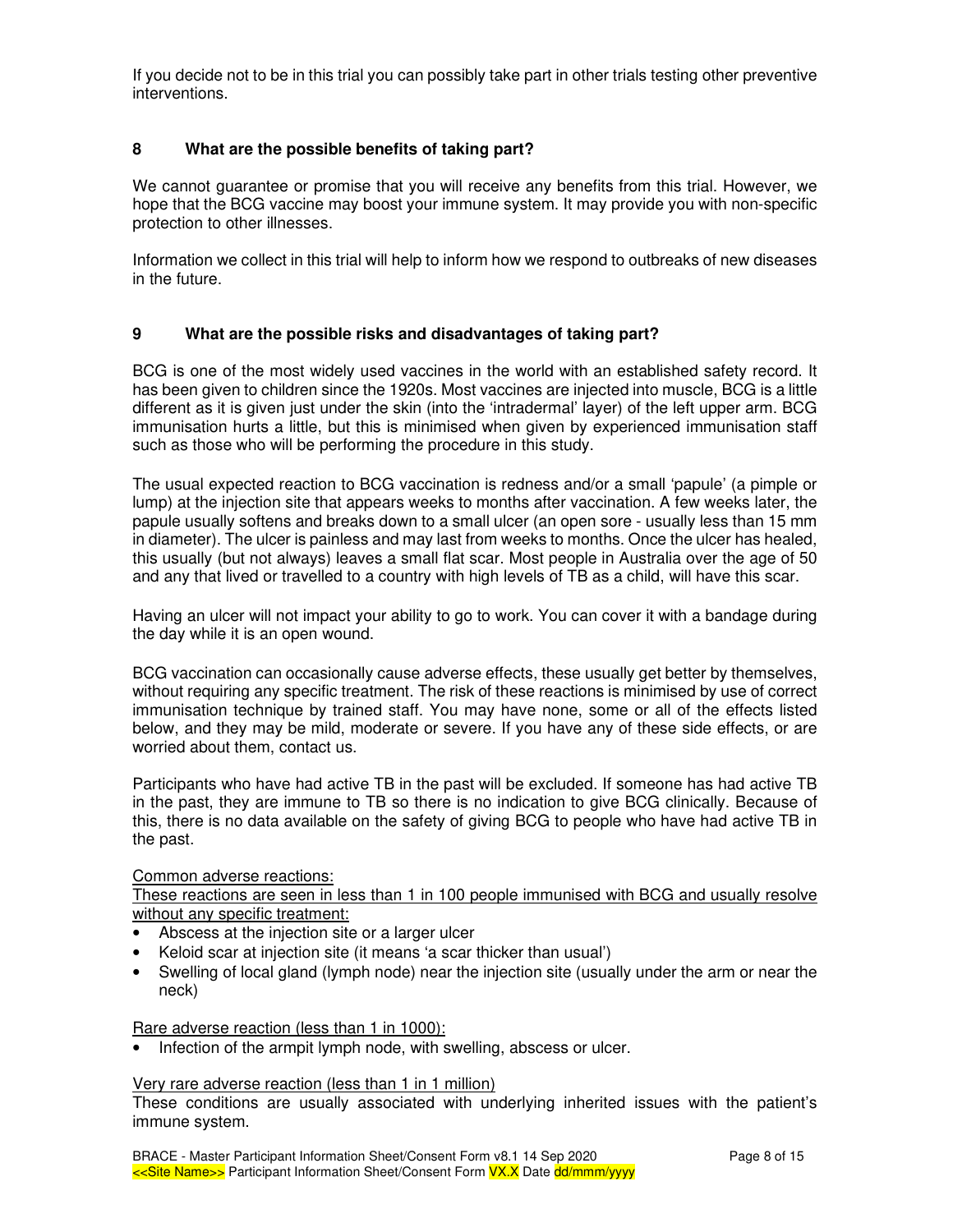If you decide not to be in this trial you can possibly take part in other trials testing other preventive interventions.

## 8 What are the possible benefits of taking part?

We cannot guarantee or promise that you will receive any benefits from this trial. However, we hope that the BCG vaccine may boost your immune system. It may provide you with non-specific protection to other illnesses.

Information we collect in this trial will help to inform how we respond to outbreaks of new diseases in the future.

## 9 What are the possible risks and disadvantages of taking part?

BCG is one of the most widely used vaccines in the world with an established safety record. It has been given to children since the 1920s. Most vaccines are injected into muscle, BCG is a little different as it is given just under the skin (into the 'intradermal' layer) of the left upper arm. BCG immunisation hurts a little, but this is minimised when given by experienced immunisation staff such as those who will be performing the procedure in this study.

The usual expected reaction to BCG vaccination is redness and/or a small 'papule' (a pimple or lump) at the injection site that appears weeks to months after vaccination. A few weeks later, the papule usually softens and breaks down to a small ulcer (an open sore - usually less than 15 mm in diameter). The ulcer is painless and may last from weeks to months. Once the ulcer has healed, this usually (but not always) leaves a small flat scar. Most people in Australia over the age of 50 and any that lived or travelled to a country with high levels of TB as a child, will have this scar.

Having an ulcer will not impact your ability to go to work. You can cover it with a bandage during the day while it is an open wound.

BCG vaccination can occasionally cause adverse effects, these usually get better by themselves, without requiring any specific treatment. The risk of these reactions is minimised by use of correct immunisation technique by trained staff. You may have none, some or all of the effects listed below, and they may be mild, moderate or severe. If you have any of these side effects, or are worried about them, contact us.

Participants who have had active TB in the past will be excluded. If someone has had active TB in the past, they are immune to TB so there is no indication to give BCG clinically. Because of this, there is no data available on the safety of giving BCG to people who have had active TB in the past.

<u>Common adverse reactions:</u>

<u>These reactions are seen in less than 1 in 100 people immunised with BCG and usually resolve without any specific treatment:</u>

- Abscess at the injection site or a larger ulcer
- Keloid scar at injection site (it means 'a scar thicker than usual')
- Swelling of local gland (lymph node) near the injection site (usually under the arm or near the neck)

<u>Rare adverse reaction (less than 1 in 1000):</u>

- Infection of the armpit lymph node, with swelling, abscess or ulcer.

<u>Very rare adverse reaction (less than 1 in 1 million)</u>

These conditions are usually associated with underlying inherited issues with the patient's immune system.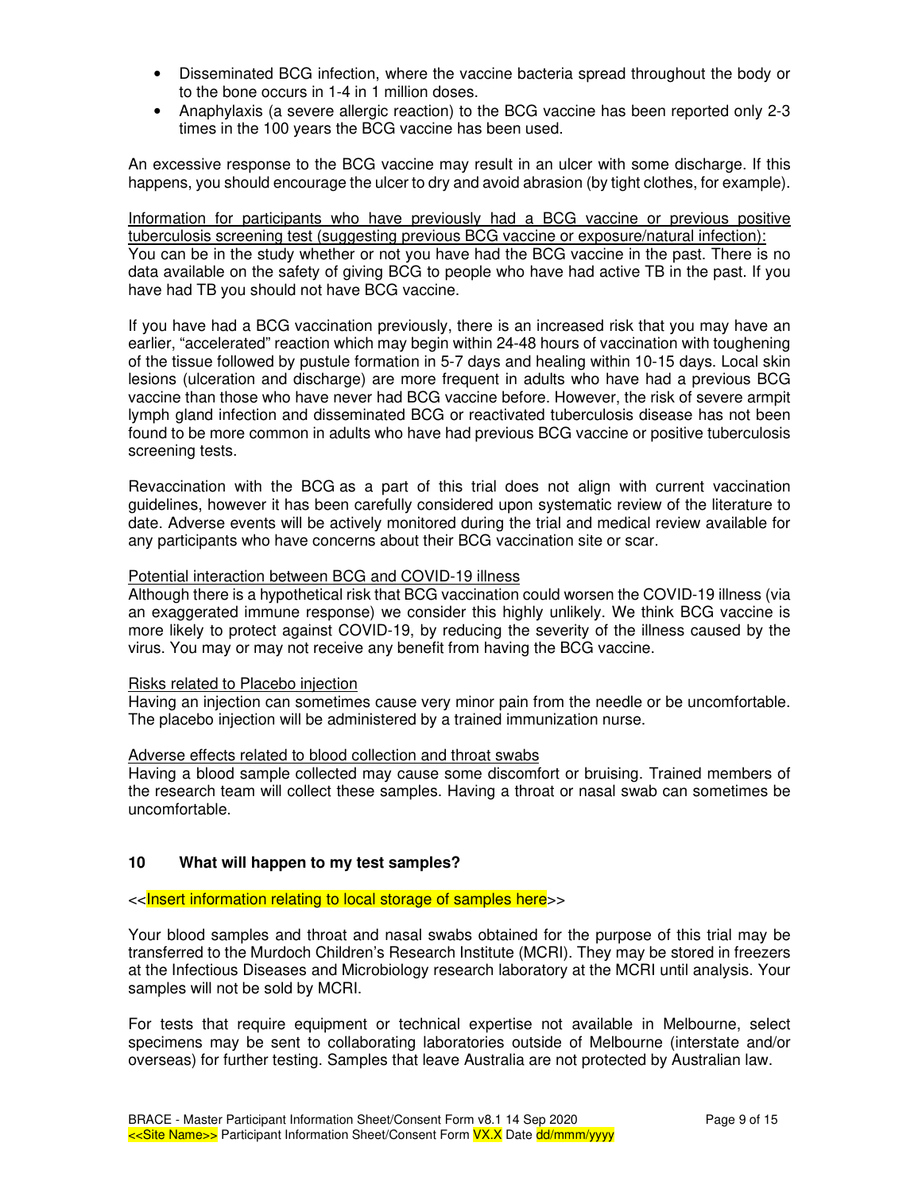- Disseminated BCG infection, where the vaccine bacteria spread throughout the body or to the bone occurs in 1-4 in 1 million doses.
- Anaphylaxis (a severe allergic reaction) to the BCG vaccine has been reported only 2-3 times in the 100 years the BCG vaccine has been used.

An excessive response to the BCG vaccine may result in an ulcer with some discharge. If this happens, you should encourage the ulcer to dry and avoid abrasion (by tight clothes, for example).

Information for participants who have previously had a BCG vaccine or previous positive tuberculosis screening test (suggesting previous BCG vaccine or exposure/natural infection):
You can be in the study whether or not you have had the BCG vaccine in the past. There is no data available on the safety of giving BCG to people who have had active TB in the past. If you have had TB you should not have BCG vaccine.

If you have had a BCG vaccination previously, there is an increased risk that you may have an earlier, "accelerated" reaction which may begin within 24-48 hours of vaccination with toughening of the tissue followed by pustule formation in 5-7 days and healing within 10-15 days. Local skin lesions (ulceration and discharge) are more frequent in adults who have had a previous BCG vaccine than those who have never had BCG vaccine before. However, the risk of severe armpit lymph gland infection and disseminated BCG or reactivated tuberculosis disease has not been found to be more common in adults who have had previous BCG vaccine or positive tuberculosis screening tests.

Revaccination with the BCG as a part of this trial does not align with current vaccination guidelines, however it has been carefully considered upon systematic review of the literature to date. Adverse events will be actively monitored during the trial and medical review available for any participants who have concerns about their BCG vaccination site or scar.

Potential interaction between BCG and COVID-19 illness
Although there is a hypothetical risk that BCG vaccination could worsen the COVID-19 illness (via an exaggerated immune response) we consider this highly unlikely. We think BCG vaccine is more likely to protect against COVID-19, by reducing the severity of the illness caused by the virus. You may or may not receive any benefit from having the BCG vaccine.

Risks related to Placebo injection
Having an injection can sometimes cause very minor pain from the needle or be uncomfortable. The placebo injection will be administered by a trained immunization nurse.

Adverse effects related to blood collection and throat swabs
Having a blood sample collected may cause some discomfort or bruising. Trained members of the research team will collect these samples. Having a throat or nasal swab can sometimes be uncomfortable.

## 10 What will happen to my test samples?

<<Insert information relating to local storage of samples here>>

Your blood samples and throat and nasal swabs obtained for the purpose of this trial may be transferred to the Murdoch Children's Research Institute (MCRI). They may be stored in freezers at the Infectious Diseases and Microbiology research laboratory at the MCRI until analysis. Your samples will not be sold by MCRI.

For tests that require equipment or technical expertise not available in Melbourne, select specimens may be sent to collaborating laboratories outside of Melbourne (interstate and/or overseas) for further testing. Samples that leave Australia are not protected by Australian law.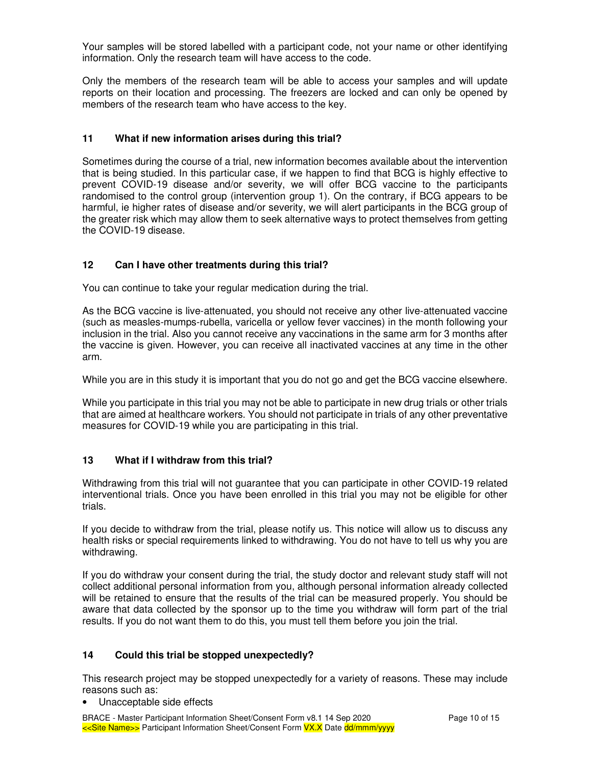Your samples will be stored labelled with a participant code, not your name or other identifying information. Only the research team will have access to the code.

Only the members of the research team will be able to access your samples and will update reports on their location and processing. The freezers are locked and can only be opened by members of the research team who have access to the key.

## 11 What if new information arises during this trial?

Sometimes during the course of a trial, new information becomes available about the intervention that is being studied. In this particular case, if we happen to find that BCG is highly effective to prevent COVID-19 disease and/or severity, we will offer BCG vaccine to the participants randomised to the control group (intervention group 1). On the contrary, if BCG appears to be harmful, ie higher rates of disease and/or severity, we will alert participants in the BCG group of the greater risk which may allow them to seek alternative ways to protect themselves from getting the COVID-19 disease.

## 12 Can I have other treatments during this trial?

You can continue to take your regular medication during the trial.

As the BCG vaccine is live-attenuated, you should not receive any other live-attenuated vaccine (such as measles-mumps-rubella, varicella or yellow fever vaccines) in the month following your inclusion in the trial. Also you cannot receive any vaccinations in the same arm for 3 months after the vaccine is given. However, you can receive all inactivated vaccines at any time in the other arm.

While you are in this study it is important that you do not go and get the BCG vaccine elsewhere.

While you participate in this trial you may not be able to participate in new drug trials or other trials that are aimed at healthcare workers. You should not participate in trials of any other preventative measures for COVID-19 while you are participating in this trial.

## 13 What if I withdraw from this trial?

Withdrawing from this trial will not guarantee that you can participate in other COVID-19 related interventional trials. Once you have been enrolled in this trial you may not be eligible for other trials.

If you decide to withdraw from the trial, please notify us. This notice will allow us to discuss any health risks or special requirements linked to withdrawing. You do not have to tell us why you are withdrawing.

If you do withdraw your consent during the trial, the study doctor and relevant study staff will not collect additional personal information from you, although personal information already collected will be retained to ensure that the results of the trial can be measured properly. You should be aware that data collected by the sponsor up to the time you withdraw will form part of the trial results. If you do not want them to do this, you must tell them before you join the trial.

## 14 Could this trial be stopped unexpectedly?

This research project may be stopped unexpectedly for a variety of reasons. These may include reasons such as:

- Unacceptable side effects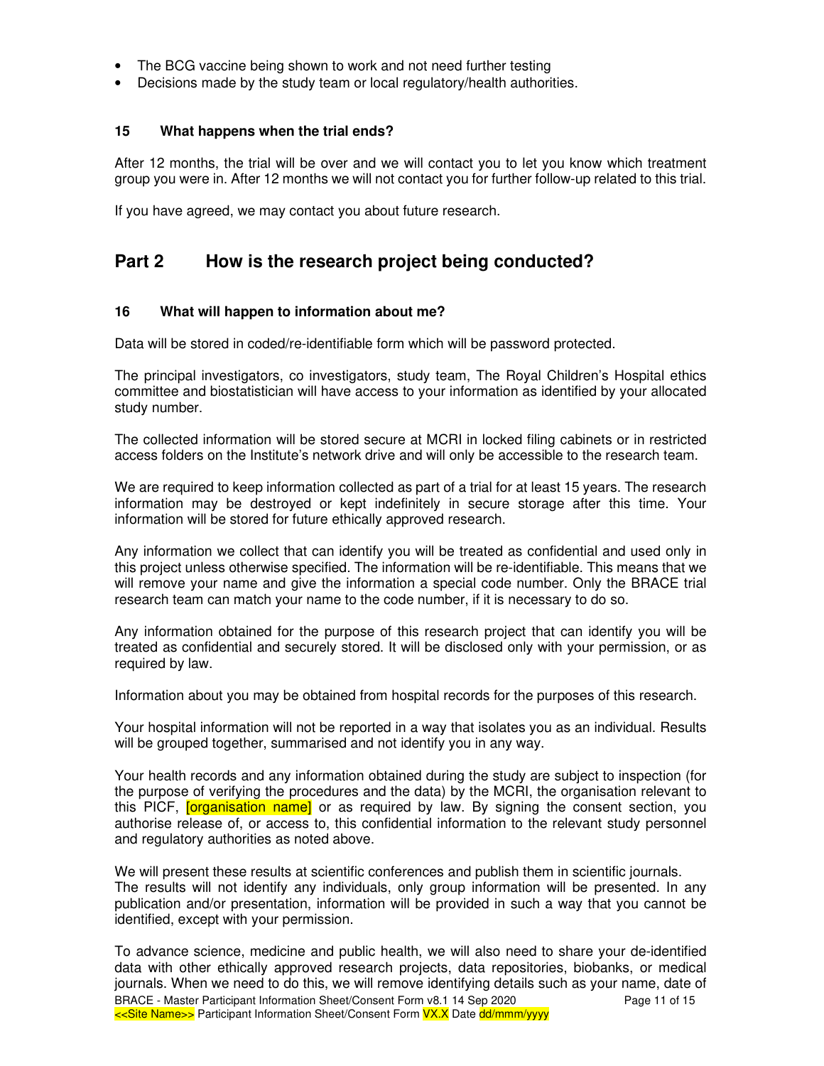- The BCG vaccine being shown to work and not need further testing
- Decisions made by the study team or local regulatory/health authorities.

### 15 What happens when the trial ends?

After 12 months, the trial will be over and we will contact you to let you know which treatment group you were in. After 12 months we will not contact you for further follow-up related to this trial.

If you have agreed, we may contact you about future research.

## Part 2 How is the research project being conducted?

### 16 What will happen to information about me?

Data will be stored in coded/re-identifiable form which will be password protected.

The principal investigators, co investigators, study team, The Royal Children's Hospital ethics committee and biostatistician will have access to your information as identified by your allocated study number.

The collected information will be stored secure at MCRI in locked filing cabinets or in restricted access folders on the Institute's network drive and will only be accessible to the research team.

We are required to keep information collected as part of a trial for at least 15 years. The research information may be destroyed or kept indefinitely in secure storage after this time. Your information will be stored for future ethically approved research.

Any information we collect that can identify you will be treated as confidential and used only in this project unless otherwise specified. The information will be re-identifiable. This means that we will remove your name and give the information a special code number. Only the BRACE trial research team can match your name to the code number, if it is necessary to do so.

Any information obtained for the purpose of this research project that can identify you will be treated as confidential and securely stored. It will be disclosed only with your permission, or as required by law.

Information about you may be obtained from hospital records for the purposes of this research.

Your hospital information will not be reported in a way that isolates you as an individual. Results will be grouped together, summarised and not identify you in any way.

Your health records and any information obtained during the study are subject to inspection (for the purpose of verifying the procedures and the data) by the MCRI, the organisation relevant to this PICF, [organisation name] or as required by law. By signing the consent section, you authorise release of, or access to, this confidential information to the relevant study personnel and regulatory authorities as noted above.

We will present these results at scientific conferences and publish them in scientific journals. The results will not identify any individuals, only group information will be presented. In any publication and/or presentation, information will be provided in such a way that you cannot be identified, except with your permission.

To advance science, medicine and public health, we will also need to share your de-identified data with other ethically approved research projects, data repositories, biobanks, or medical journals. When we need to do this, we will remove identifying details such as your name, date of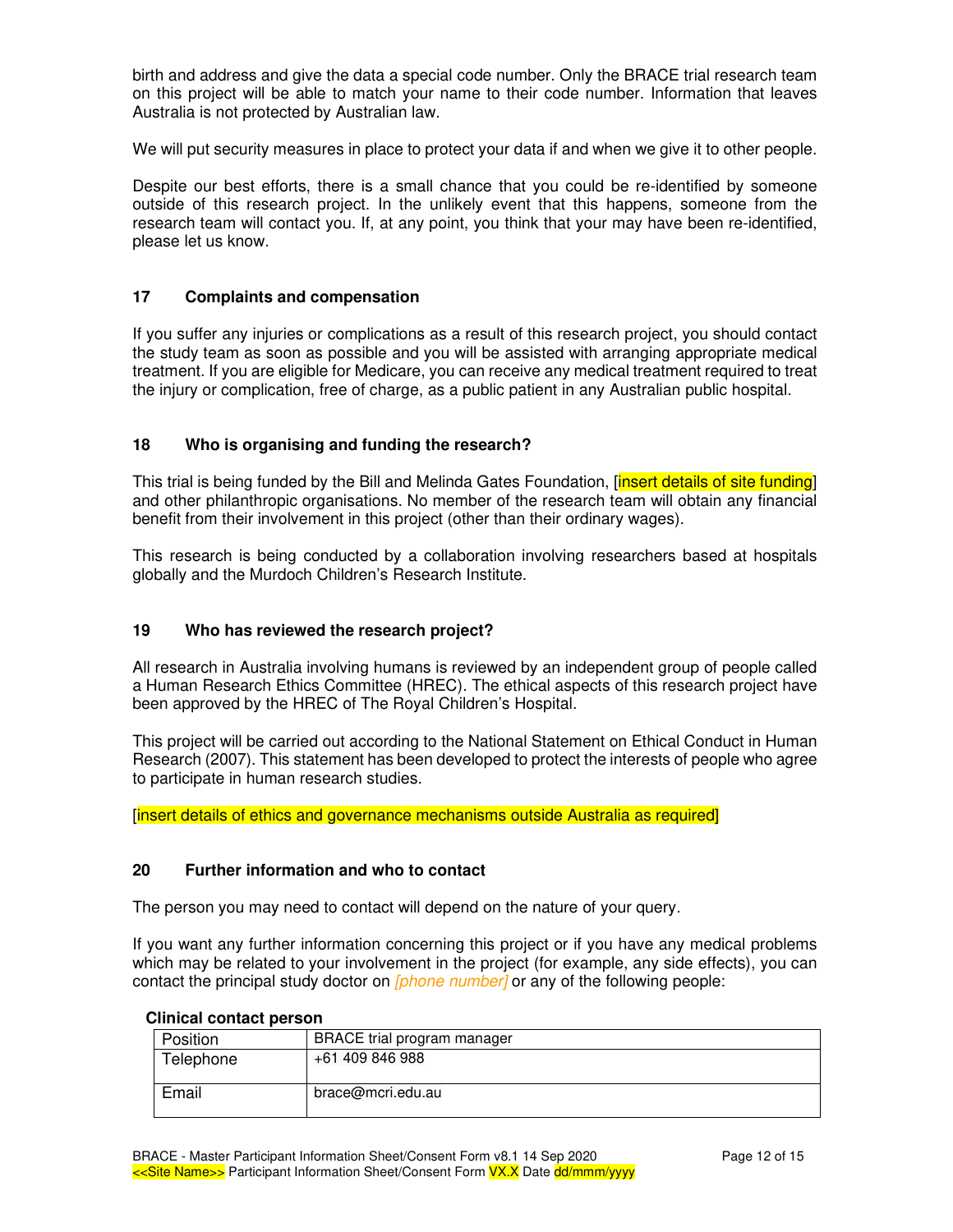birth and address and give the data a special code number. Only the BRACE trial research team on this project will be able to match your name to their code number. Information that leaves Australia is not protected by Australian law.

We will put security measures in place to protect your data if and when we give it to other people.

Despite our best efforts, there is a small chance that you could be re-identified by someone outside of this research project. In the unlikely event that this happens, someone from the research team will contact you. If, at any point, you think that your may have been re-identified, please let us know.

## 17 Complaints and compensation

If you suffer any injuries or complications as a result of this research project, you should contact the study team as soon as possible and you will be assisted with arranging appropriate medical treatment. If you are eligible for Medicare, you can receive any medical treatment required to treat the injury or complication, free of charge, as a public patient in any Australian public hospital.

## 18 Who is organising and funding the research?

This trial is being funded by the Bill and Melinda Gates Foundation, [insert details of site funding] and other philanthropic organisations. No member of the research team will obtain any financial benefit from their involvement in this project (other than their ordinary wages).

This research is being conducted by a collaboration involving researchers based at hospitals globally and the Murdoch Children's Research Institute.

## 19 Who has reviewed the research project?

All research in Australia involving humans is reviewed by an independent group of people called a Human Research Ethics Committee (HREC). The ethical aspects of this research project have been approved by the HREC of The Royal Children's Hospital.

This project will be carried out according to the National Statement on Ethical Conduct in Human Research (2007). This statement has been developed to protect the interests of people who agree to participate in human research studies.

[insert details of ethics and governance mechanisms outside Australia as required]

## 20 Further information and who to contact

The person you may need to contact will depend on the nature of your query.

If you want any further information concerning this project or if you have any medical problems which may be related to your involvement in the project (for example, any side effects), you can contact the principal study doctor on *[phone number]* or any of the following people:

**Clinical contact person**

| Position | BRACE trial program manager |
|---|---|
| Telephone | +61 409 846 988 |
| Email | brace@mcri.edu.au |

BRACE - Master Participant Information Sheet/Consent Form v8.1 14 Sep 2020
<<Site Name>> Participant Information Sheet/Consent Form VX.X Date dd/mmm/yyyy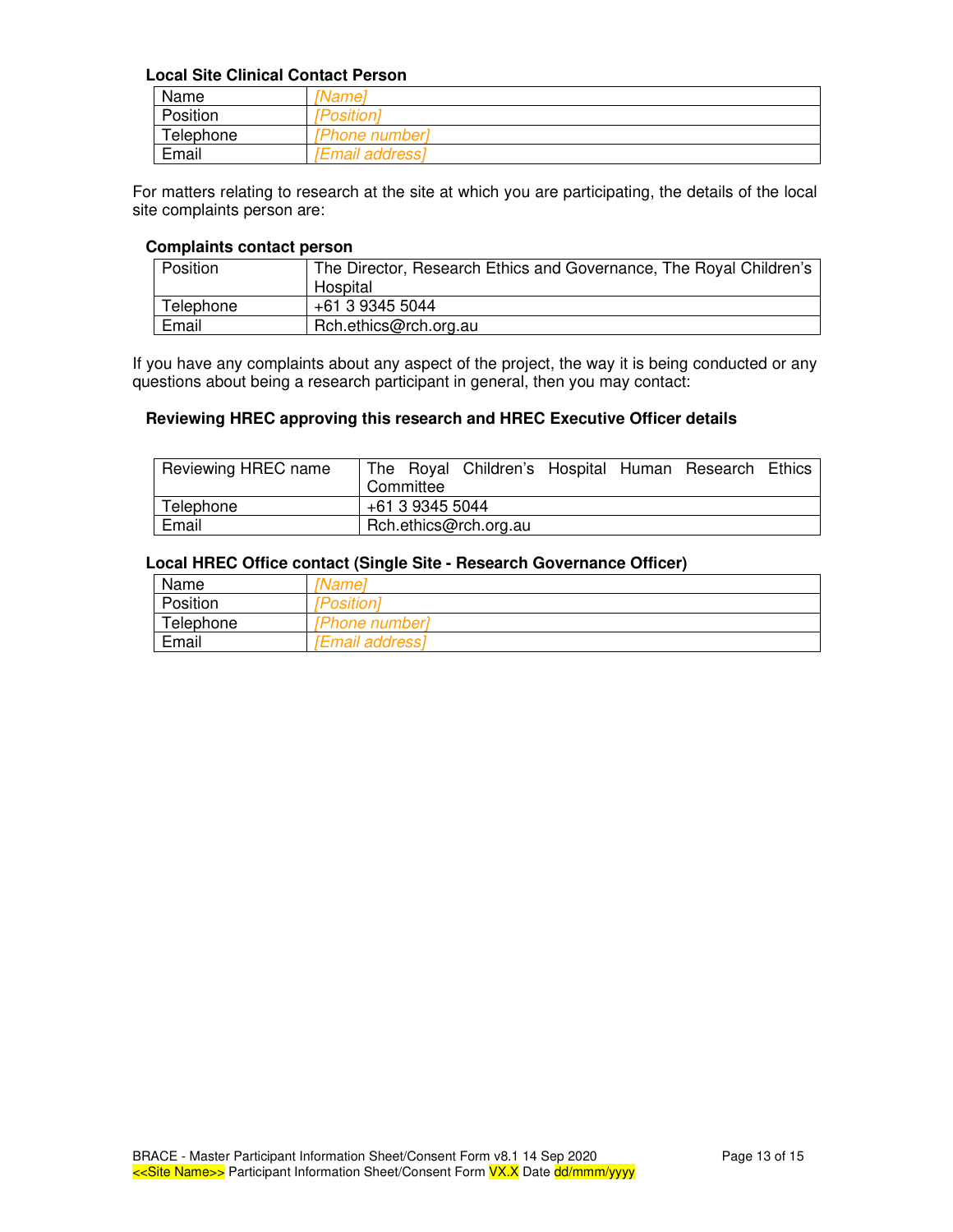**Local Site Clinical Contact Person**

| Name | [Name] |
|---|---|
| Position | [Position] |
| Telephone | [Phone number] |
| Email | [Email address] |

For matters relating to research at the site at which you are participating, the details of the local site complaints person are:

**Complaints contact person**

| Position | The Director, Research Ethics and Governance, The Royal Children's Hospital |
|---|---|
| Telephone | +61 3 9345 5044 |
| Email | Rch.ethics@rch.org.au |

If you have any complaints about any aspect of the project, the way it is being conducted or any questions about being a research participant in general, then you may contact:

**Reviewing HREC approving this research and HREC Executive Officer details**

| Reviewing HREC name | The Royal Children's Hospital Human Research Ethics Committee |
|---|---|
| Telephone | +61 3 9345 5044 |
| Email | Rch.ethics@rch.org.au |

**Local HREC Office contact (Single Site - Research Governance Officer)**

| Name | [Name] |
|---|---|
| Position | [Position] |
| Telephone | [Phone number] |
| Email | [Email address] |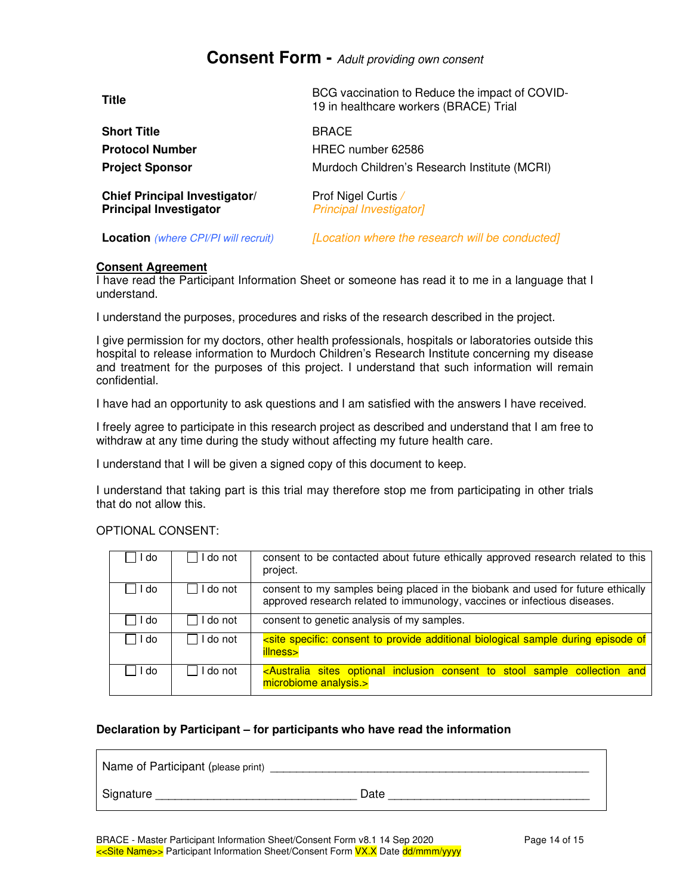# Consent Form - *Adult providing own consent*

| | |
|---|---|
| **Title** | BCG vaccination to Reduce the impact of COVID-19 in healthcare workers (BRACE) Trial |
| **Short Title** | BRACE |
| **Protocol Number** | HREC number 62586 |
| **Project Sponsor** | Murdoch Children's Research Institute (MCRI) |
| **Chief Principal Investigator/ Principal Investigator** | Prof Nigel Curtis / *Principal Investigator]* |
| **Location** *(where CPI/PI will recruit)* | *[Location where the research will be conducted]* |

**Consent Agreement**

I have read the Participant Information Sheet or someone has read it to me in a language that I understand.

I understand the purposes, procedures and risks of the research described in the project.

I give permission for my doctors, other health professionals, hospitals or laboratories outside this hospital to release information to Murdoch Children's Research Institute concerning my disease and treatment for the purposes of this project. I understand that such information will remain confidential.

I have had an opportunity to ask questions and I am satisfied with the answers I have received.

I freely agree to participate in this research project as described and understand that I am free to withdraw at any time during the study without affecting my future health care.

I understand that I will be given a signed copy of this document to keep.

I understand that taking part is this trial may therefore stop me from participating in other trials that do not allow this.

OPTIONAL CONSENT:

| | | |
|---|---|---|
| ☐ I do | ☐ I do not | consent to be contacted about future ethically approved research related to this project. |
| ☐ I do | ☐ I do not | consent to my samples being placed in the biobank and used for future ethically approved research related to immunology, vaccines or infectious diseases. |
| ☐ I do | ☐ I do not | consent to genetic analysis of my samples. |
| ☐ I do | ☐ I do not | <site specific: consent to provide additional biological sample during episode of illness> |
| ☐ I do | ☐ I do not | <Australia sites optional inclusion consent to stool sample collection and microbiome analysis.> |

**Declaration by Participant – for participants who have read the information**

Name of Participant (please print) ______________________________________________

Signature ______________________________ Date ______________________________

BRACE - Master Participant Information Sheet/Consent Form v8.1 14 Sep 2020
<<Site Name>> Participant Information Sheet/Consent Form VX.X Date dd/mmm/yyyy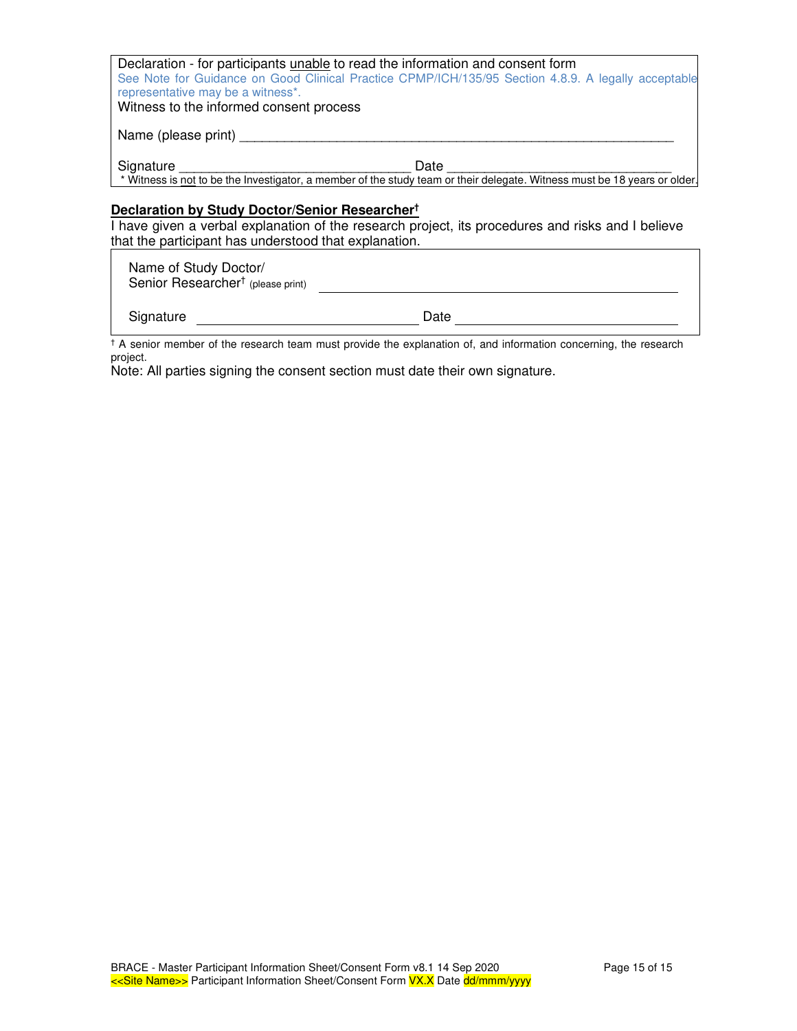Declaration - for participants unable to read the information and consent form

See Note for Guidance on Good Clinical Practice CPMP/ICH/135/95 Section 4.8.9. A legally acceptable representative may be a witness*.

Witness to the informed consent process

Name (please print) ___________________________________________________________

Signature _______________________________ Date ______________________________

\* Witness is not to be the Investigator, a member of the study team or their delegate. Witness must be 18 years or older.

**Declaration by Study Doctor/Senior Researcher†**

I have given a verbal explanation of the research project, its procedures and risks and I believe that the participant has understood that explanation.

Name of Study Doctor/
Senior Researcher† (please print) ______________________________________________

Signature _______________________________ Date ______________________________

† A senior member of the research team must provide the explanation of, and information concerning, the research project.

Note: All parties signing the consent section must date their own signature.